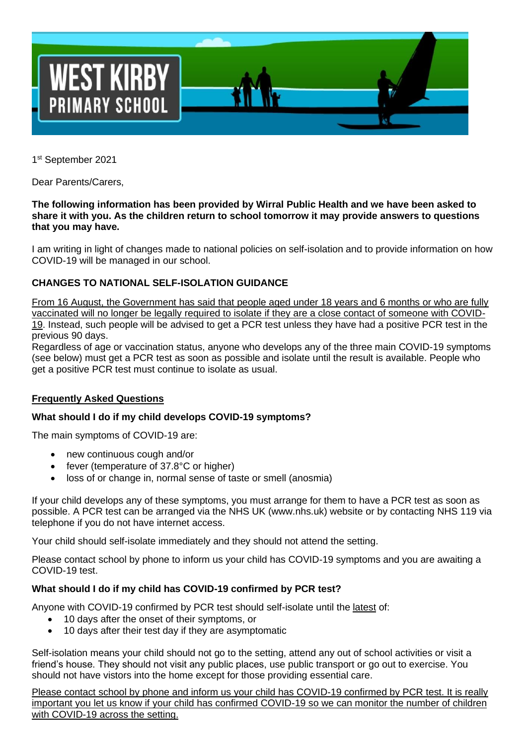WEST KIRBY PRIMARY SCHOOL

1st September 2021

Dear Parents/Carers,

**The following information has been provided by Wirral Public Health and we have been asked to share it with you. As the children return to school tomorrow it may provide answers to questions that you may have.**

I am writing in light of changes made to national policies on self-isolation and to provide information on how COVID-19 will be managed in our school.

**CHANGES TO NATIONAL SELF-ISOLATION GUIDANCE**

From 16 August, the Government has said that people aged under 18 years and 6 months or who are fully vaccinated will no longer be legally required to isolate if they are a close contact of someone with COVID-19. Instead, such people will be advised to get a PCR test unless they have had a positive PCR test in the previous 90 days.

Regardless of age or vaccination status, anyone who develops any of the three main COVID-19 symptoms (see below) must get a PCR test as soon as possible and isolate until the result is available. People who get a positive PCR test must continue to isolate as usual.

**Frequently Asked Questions**

**What should I do if my child develops COVID-19 symptoms?**

The main symptoms of COVID-19 are:

- new continuous cough and/or
- fever (temperature of 37.8°C or higher)
- loss of or change in, normal sense of taste or smell (anosmia)

If your child develops any of these symptoms, you must arrange for them to have a PCR test as soon as possible. A PCR test can be arranged via the NHS UK (www.nhs.uk) website or by contacting NHS 119 via telephone if you do not have internet access.

Your child should self-isolate immediately and they should not attend the setting.

Please contact school by phone to inform us your child has COVID-19 symptoms and you are awaiting a COVID-19 test.

**What should I do if my child has COVID-19 confirmed by PCR test?**

Anyone with COVID-19 confirmed by PCR test should self-isolate until the latest of:

- 10 days after the onset of their symptoms, or
- 10 days after their test day if they are asymptomatic

Self-isolation means your child should not go to the setting, attend any out of school activities or visit a friend's house. They should not visit any public places, use public transport or go out to exercise. You should not have vistors into the home except for those providing essential care.

Please contact school by phone and inform us your child has COVID-19 confirmed by PCR test. It is really important you let us know if your child has confirmed COVID-19 so we can monitor the number of children with COVID-19 across the setting.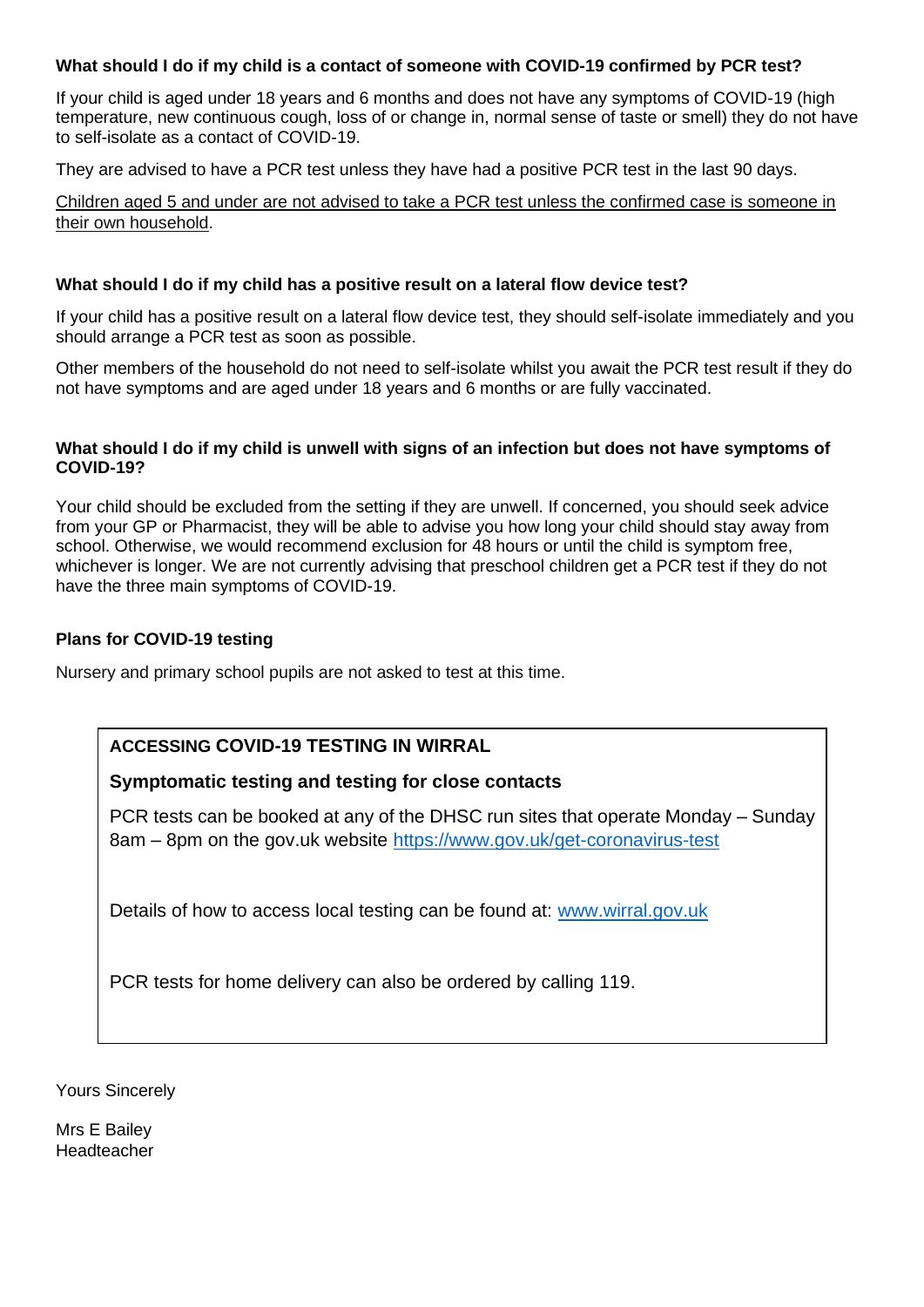**What should I do if my child is a contact of someone with COVID-19 confirmed by PCR test?**

If your child is aged under 18 years and 6 months and does not have any symptoms of COVID-19 (high temperature, new continuous cough, loss of or change in, normal sense of taste or smell) they do not have to self-isolate as a contact of COVID-19.

They are advised to have a PCR test unless they have had a positive PCR test in the last 90 days.

Children aged 5 and under are not advised to take a PCR test unless the confirmed case is someone in their own household.

**What should I do if my child has a positive result on a lateral flow device test?**

If your child has a positive result on a lateral flow device test, they should self-isolate immediately and you should arrange a PCR test as soon as possible.

Other members of the household do not need to self-isolate whilst you await the PCR test result if they do not have symptoms and are aged under 18 years and 6 months or are fully vaccinated.

**What should I do if my child is unwell with signs of an infection but does not have symptoms of COVID-19?**

Your child should be excluded from the setting if they are unwell. If concerned, you should seek advice from your GP or Pharmacist, they will be able to advise you how long your child should stay away from school. Otherwise, we would recommend exclusion for 48 hours or until the child is symptom free, whichever is longer. We are not currently advising that preschool children get a PCR test if they do not have the three main symptoms of COVID-19.

**Plans for COVID-19 testing**

Nursery and primary school pupils are not asked to test at this time.

**ACCESSING COVID-19 TESTING IN WIRRAL**

**Symptomatic testing and testing for close contacts**

PCR tests can be booked at any of the DHSC run sites that operate Monday – Sunday 8am – 8pm on the gov.uk website https://www.gov.uk/get-coronavirus-test

Details of how to access local testing can be found at: www.wirral.gov.uk

PCR tests for home delivery can also be ordered by calling 119.

Yours Sincerely

Mrs E Bailey
Headteacher